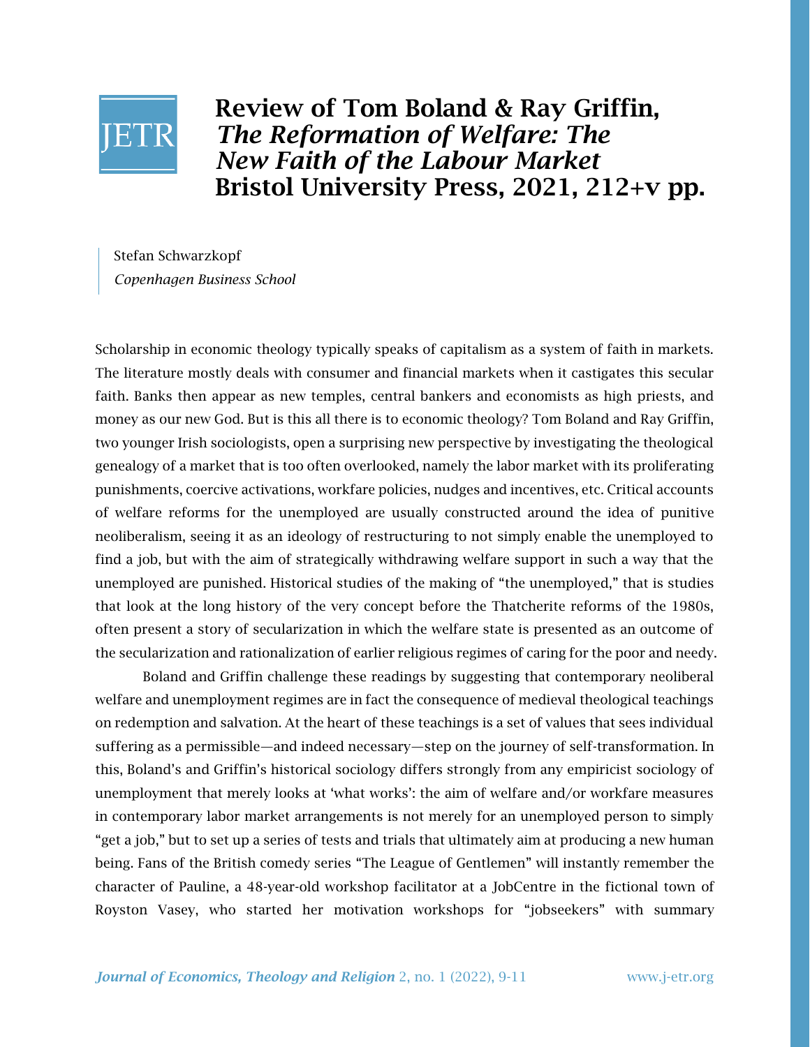# Review of Tom Boland & Ray Griffin, *The Reformation of Welfare: The New Faith of the Labour Market* Bristol University Press, 2021, 212+v pp.

Stefan Schwarzkopf
*Copenhagen Business School*

Scholarship in economic theology typically speaks of capitalism as a system of faith in markets. The literature mostly deals with consumer and financial markets when it castigates this secular faith. Banks then appear as new temples, central bankers and economists as high priests, and money as our new God. But is this all there is to economic theology? Tom Boland and Ray Griffin, two younger Irish sociologists, open a surprising new perspective by investigating the theological genealogy of a market that is too often overlooked, namely the labor market with its proliferating punishments, coercive activations, workfare policies, nudges and incentives, etc. Critical accounts of welfare reforms for the unemployed are usually constructed around the idea of punitive neoliberalism, seeing it as an ideology of restructuring to not simply enable the unemployed to find a job, but with the aim of strategically withdrawing welfare support in such a way that the unemployed are punished. Historical studies of the making of "the unemployed," that is studies that look at the long history of the very concept before the Thatcherite reforms of the 1980s, often present a story of secularization in which the welfare state is presented as an outcome of the secularization and rationalization of earlier religious regimes of caring for the poor and needy.

Boland and Griffin challenge these readings by suggesting that contemporary neoliberal welfare and unemployment regimes are in fact the consequence of medieval theological teachings on redemption and salvation. At the heart of these teachings is a set of values that sees individual suffering as a permissible—and indeed necessary—step on the journey of self-transformation. In this, Boland's and Griffin's historical sociology differs strongly from any empiricist sociology of unemployment that merely looks at 'what works': the aim of welfare and/or workfare measures in contemporary labor market arrangements is not merely for an unemployed person to simply "get a job," but to set up a series of tests and trials that ultimately aim at producing a new human being. Fans of the British comedy series "The League of Gentlemen" will instantly remember the character of Pauline, a 48-year-old workshop facilitator at a JobCentre in the fictional town of Royston Vasey, who started her motivation workshops for "jobseekers" with summary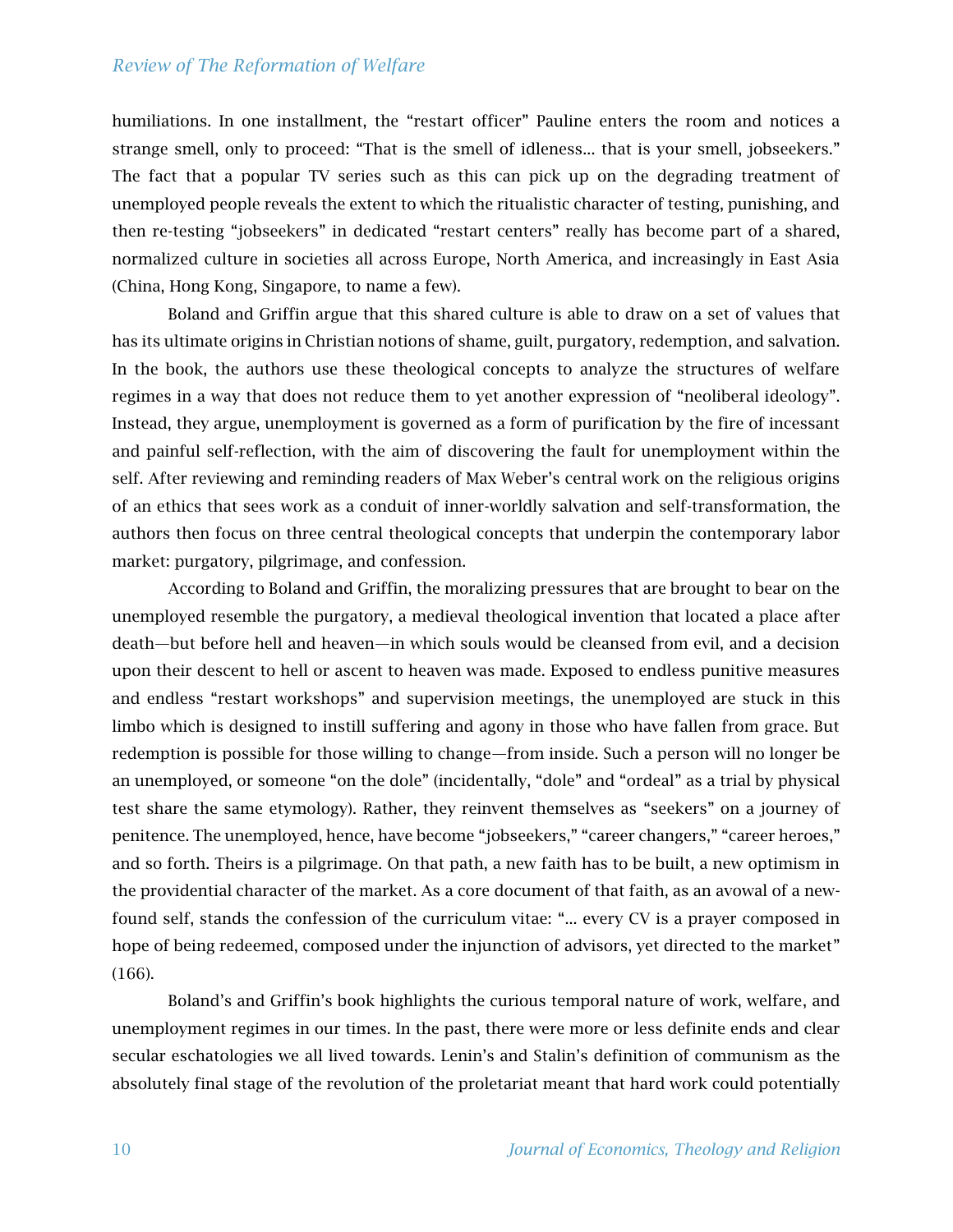humiliations. In one installment, the "restart officer" Pauline enters the room and notices a strange smell, only to proceed: "That is the smell of idleness… that is your smell, jobseekers." The fact that a popular TV series such as this can pick up on the degrading treatment of unemployed people reveals the extent to which the ritualistic character of testing, punishing, and then re-testing "jobseekers" in dedicated "restart centers" really has become part of a shared, normalized culture in societies all across Europe, North America, and increasingly in East Asia (China, Hong Kong, Singapore, to name a few).

Boland and Griffin argue that this shared culture is able to draw on a set of values that has its ultimate origins in Christian notions of shame, guilt, purgatory, redemption, and salvation. In the book, the authors use these theological concepts to analyze the structures of welfare regimes in a way that does not reduce them to yet another expression of "neoliberal ideology". Instead, they argue, unemployment is governed as a form of purification by the fire of incessant and painful self-reflection, with the aim of discovering the fault for unemployment within the self. After reviewing and reminding readers of Max Weber's central work on the religious origins of an ethics that sees work as a conduit of inner-worldly salvation and self-transformation, the authors then focus on three central theological concepts that underpin the contemporary labor market: purgatory, pilgrimage, and confession.

According to Boland and Griffin, the moralizing pressures that are brought to bear on the unemployed resemble the purgatory, a medieval theological invention that located a place after death—but before hell and heaven—in which souls would be cleansed from evil, and a decision upon their descent to hell or ascent to heaven was made. Exposed to endless punitive measures and endless "restart workshops" and supervision meetings, the unemployed are stuck in this limbo which is designed to instill suffering and agony in those who have fallen from grace. But redemption is possible for those willing to change—from inside. Such a person will no longer be an unemployed, or someone "on the dole" (incidentally, "dole" and "ordeal" as a trial by physical test share the same etymology). Rather, they reinvent themselves as "seekers" on a journey of penitence. The unemployed, hence, have become "jobseekers," "career changers," "career heroes," and so forth. Theirs is a pilgrimage. On that path, a new faith has to be built, a new optimism in the providential character of the market. As a core document of that faith, as an avowal of a new-found self, stands the confession of the curriculum vitae: "… every CV is a prayer composed in hope of being redeemed, composed under the injunction of advisors, yet directed to the market" (166).

Boland's and Griffin's book highlights the curious temporal nature of work, welfare, and unemployment regimes in our times. In the past, there were more or less definite ends and clear secular eschatologies we all lived towards. Lenin's and Stalin's definition of communism as the absolutely final stage of the revolution of the proletariat meant that hard work could potentially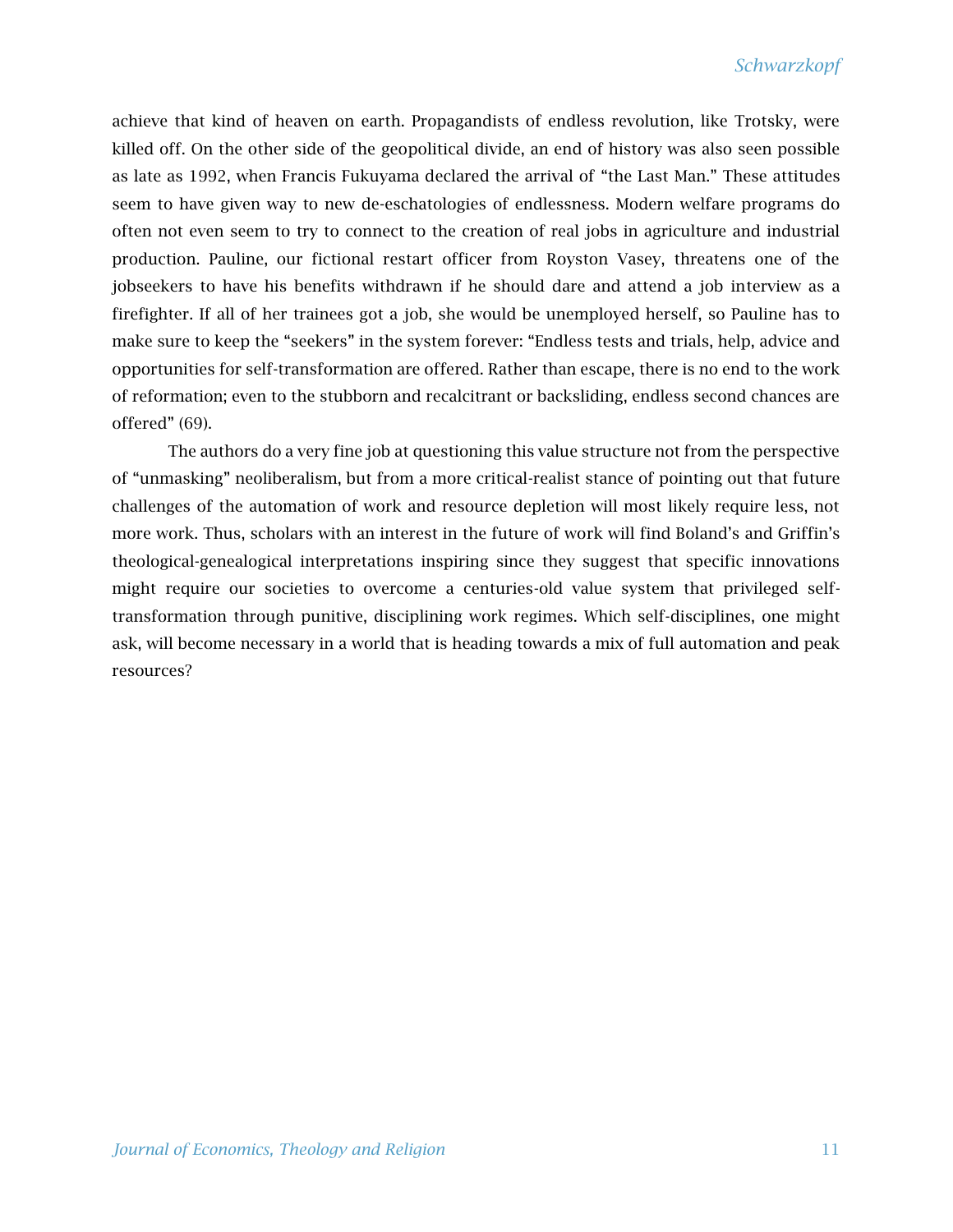achieve that kind of heaven on earth. Propagandists of endless revolution, like Trotsky, were killed off. On the other side of the geopolitical divide, an end of history was also seen possible as late as 1992, when Francis Fukuyama declared the arrival of "the Last Man." These attitudes seem to have given way to new de-eschatologies of endlessness. Modern welfare programs do often not even seem to try to connect to the creation of real jobs in agriculture and industrial production. Pauline, our fictional restart officer from Royston Vasey, threatens one of the jobseekers to have his benefits withdrawn if he should dare and attend a job interview as a firefighter. If all of her trainees got a job, she would be unemployed herself, so Pauline has to make sure to keep the "seekers" in the system forever: "Endless tests and trials, help, advice and opportunities for self-transformation are offered. Rather than escape, there is no end to the work of reformation; even to the stubborn and recalcitrant or backsliding, endless second chances are offered" (69).

The authors do a very fine job at questioning this value structure not from the perspective of "unmasking" neoliberalism, but from a more critical-realist stance of pointing out that future challenges of the automation of work and resource depletion will most likely require less, not more work. Thus, scholars with an interest in the future of work will find Boland's and Griffin's theological-genealogical interpretations inspiring since they suggest that specific innovations might require our societies to overcome a centuries-old value system that privileged self-transformation through punitive, disciplining work regimes. Which self-disciplines, one might ask, will become necessary in a world that is heading towards a mix of full automation and peak resources?